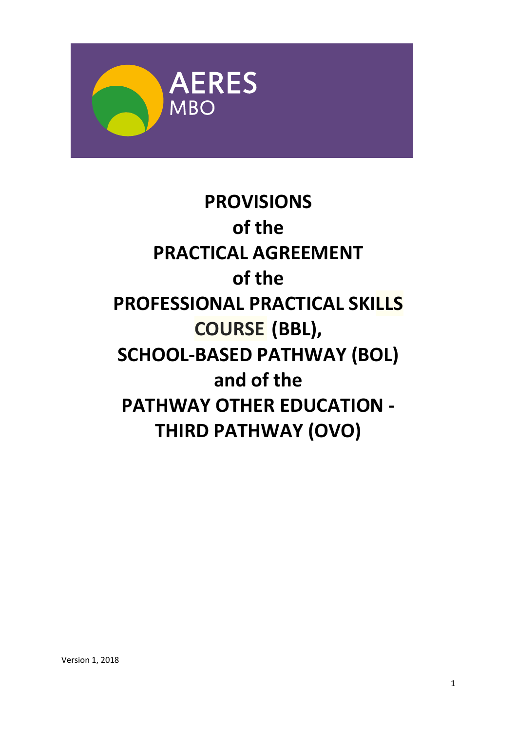AERES MBO

# PROVISIONS of the PRACTICAL AGREEMENT of the PROFESSIONAL PRACTICAL SKILLS COURSE (BBL), SCHOOL-BASED PATHWAY (BOL) and of the PATHWAY OTHER EDUCATION - THIRD PATHWAY (OVO)

Version 1, 2018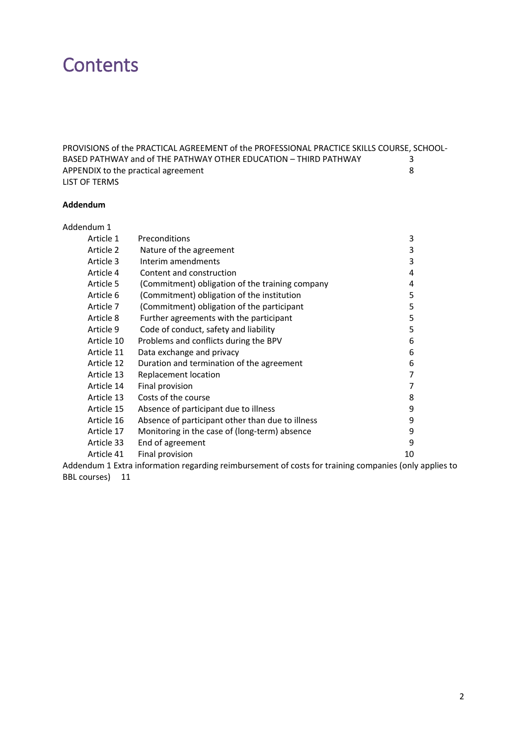# Contents

PROVISIONS of the PRACTICAL AGREEMENT of the PROFESSIONAL PRACTICE SKILLS COURSE, SCHOOL-BASED PATHWAY and of THE PATHWAY OTHER EDUCATION – THIRD PATHWAY 3
APPENDIX to the practical agreement 8
LIST OF TERMS

**Addendum**

Addendum 1

| | | |
|---|---|---|
| Article 1 | Preconditions | 3 |
| Article 2 | Nature of the agreement | 3 |
| Article 3 | Interim amendments | 3 |
| Article 4 | Content and construction | 4 |
| Article 5 | (Commitment) obligation of the training company | 4 |
| Article 6 | (Commitment) obligation of the institution | 5 |
| Article 7 | (Commitment) obligation of the participant | 5 |
| Article 8 | Further agreements with the participant | 5 |
| Article 9 | Code of conduct, safety and liability | 5 |
| Article 10 | Problems and conflicts during the BPV | 6 |
| Article 11 | Data exchange and privacy | 6 |
| Article 12 | Duration and termination of the agreement | 6 |
| Article 13 | Replacement location | 7 |
| Article 14 | Final provision | 7 |
| Article 13 | Costs of the course | 8 |
| Article 15 | Absence of participant due to illness | 9 |
| Article 16 | Absence of participant other than due to illness | 9 |
| Article 17 | Monitoring in the case of (long-term) absence | 9 |
| Article 33 | End of agreement | 9 |
| Article 41 | Final provision | 10 |

Addendum 1 Extra information regarding reimbursement of costs for training companies (only applies to BBL courses) 11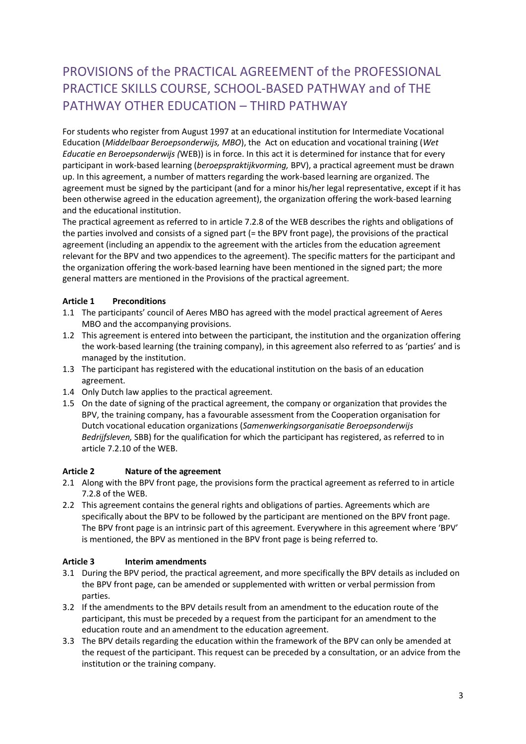# PROVISIONS of the PRACTICAL AGREEMENT of the PROFESSIONAL PRACTICE SKILLS COURSE, SCHOOL-BASED PATHWAY and of THE PATHWAY OTHER EDUCATION – THIRD PATHWAY

For students who register from August 1997 at an educational institution for Intermediate Vocational Education (*Middelbaar Beroepsonderwijs, MBO*), the Act on education and vocational training (*Wet Educatie en Beroepsonderwijs (*WEB)) is in force. In this act it is determined for instance that for every participant in work-based learning (*beroepspraktijkvorming,* BPV), a practical agreement must be drawn up. In this agreement, a number of matters regarding the work-based learning are organized. The agreement must be signed by the participant (and for a minor his/her legal representative, except if it has been otherwise agreed in the education agreement), the organization offering the work-based learning and the educational institution.

The practical agreement as referred to in article 7.2.8 of the WEB describes the rights and obligations of the parties involved and consists of a signed part (= the BPV front page), the provisions of the practical agreement (including an appendix to the agreement with the articles from the education agreement relevant for the BPV and two appendices to the agreement). The specific matters for the participant and the organization offering the work-based learning have been mentioned in the signed part; the more general matters are mentioned in the Provisions of the practical agreement.

**Article 1 Preconditions**

1.1 The participants' council of Aeres MBO has agreed with the model practical agreement of Aeres MBO and the accompanying provisions.

1.2 This agreement is entered into between the participant, the institution and the organization offering the work-based learning (the training company), in this agreement also referred to as 'parties' and is managed by the institution.

1.3 The participant has registered with the educational institution on the basis of an education agreement.

1.4 Only Dutch law applies to the practical agreement.

1.5 On the date of signing of the practical agreement, the company or organization that provides the BPV, the training company, has a favourable assessment from the Cooperation organisation for Dutch vocational education organizations (*Samenwerkingsorganisatie Beroepsonderwijs Bedrijfsleven,* SBB) for the qualification for which the participant has registered, as referred to in article 7.2.10 of the WEB.

**Article 2 Nature of the agreement**

2.1 Along with the BPV front page, the provisions form the practical agreement as referred to in article 7.2.8 of the WEB.

2.2 This agreement contains the general rights and obligations of parties. Agreements which are specifically about the BPV to be followed by the participant are mentioned on the BPV front page. The BPV front page is an intrinsic part of this agreement. Everywhere in this agreement where 'BPV' is mentioned, the BPV as mentioned in the BPV front page is being referred to.

**Article 3 Interim amendments**

3.1 During the BPV period, the practical agreement, and more specifically the BPV details as included on the BPV front page, can be amended or supplemented with written or verbal permission from parties.

3.2 If the amendments to the BPV details result from an amendment to the education route of the participant, this must be preceded by a request from the participant for an amendment to the education route and an amendment to the education agreement.

3.3 The BPV details regarding the education within the framework of the BPV can only be amended at the request of the participant. This request can be preceded by a consultation, or an advice from the institution or the training company.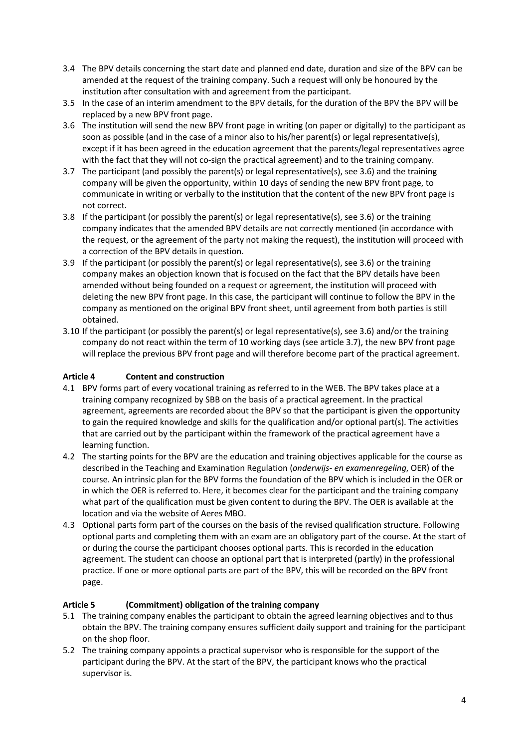3.4 The BPV details concerning the start date and planned end date, duration and size of the BPV can be amended at the request of the training company. Such a request will only be honoured by the institution after consultation with and agreement from the participant.

3.5 In the case of an interim amendment to the BPV details, for the duration of the BPV the BPV will be replaced by a new BPV front page.

3.6 The institution will send the new BPV front page in writing (on paper or digitally) to the participant as soon as possible (and in the case of a minor also to his/her parent(s) or legal representative(s), except if it has been agreed in the education agreement that the parents/legal representatives agree with the fact that they will not co-sign the practical agreement) and to the training company.

3.7 The participant (and possibly the parent(s) or legal representative(s), see 3.6) and the training company will be given the opportunity, within 10 days of sending the new BPV front page, to communicate in writing or verbally to the institution that the content of the new BPV front page is not correct.

3.8 If the participant (or possibly the parent(s) or legal representative(s), see 3.6) or the training company indicates that the amended BPV details are not correctly mentioned (in accordance with the request, or the agreement of the party not making the request), the institution will proceed with a correction of the BPV details in question.

3.9 If the participant (or possibly the parent(s) or legal representative(s), see 3.6) or the training company makes an objection known that is focused on the fact that the BPV details have been amended without being founded on a request or agreement, the institution will proceed with deleting the new BPV front page. In this case, the participant will continue to follow the BPV in the company as mentioned on the original BPV front sheet, until agreement from both parties is still obtained.

3.10 If the participant (or possibly the parent(s) or legal representative(s), see 3.6) and/or the training company do not react within the term of 10 working days (see article 3.7), the new BPV front page will replace the previous BPV front page and will therefore become part of the practical agreement.

## Article 4 Content and construction

4.1 BPV forms part of every vocational training as referred to in the WEB. The BPV takes place at a training company recognized by SBB on the basis of a practical agreement. In the practical agreement, agreements are recorded about the BPV so that the participant is given the opportunity to gain the required knowledge and skills for the qualification and/or optional part(s). The activities that are carried out by the participant within the framework of the practical agreement have a learning function.

4.2 The starting points for the BPV are the education and training objectives applicable for the course as described in the Teaching and Examination Regulation (*onderwijs- en examenregeling*, OER) of the course. An intrinsic plan for the BPV forms the foundation of the BPV which is included in the OER or in which the OER is referred to. Here, it becomes clear for the participant and the training company what part of the qualification must be given content to during the BPV. The OER is available at the location and via the website of Aeres MBO.

4.3 Optional parts form part of the courses on the basis of the revised qualification structure. Following optional parts and completing them with an exam are an obligatory part of the course. At the start of or during the course the participant chooses optional parts. This is recorded in the education agreement. The student can choose an optional part that is interpreted (partly) in the professional practice. If one or more optional parts are part of the BPV, this will be recorded on the BPV front page.

## Article 5 (Commitment) obligation of the training company

5.1 The training company enables the participant to obtain the agreed learning objectives and to thus obtain the BPV. The training company ensures sufficient daily support and training for the participant on the shop floor.

5.2 The training company appoints a practical supervisor who is responsible for the support of the participant during the BPV. At the start of the BPV, the participant knows who the practical supervisor is.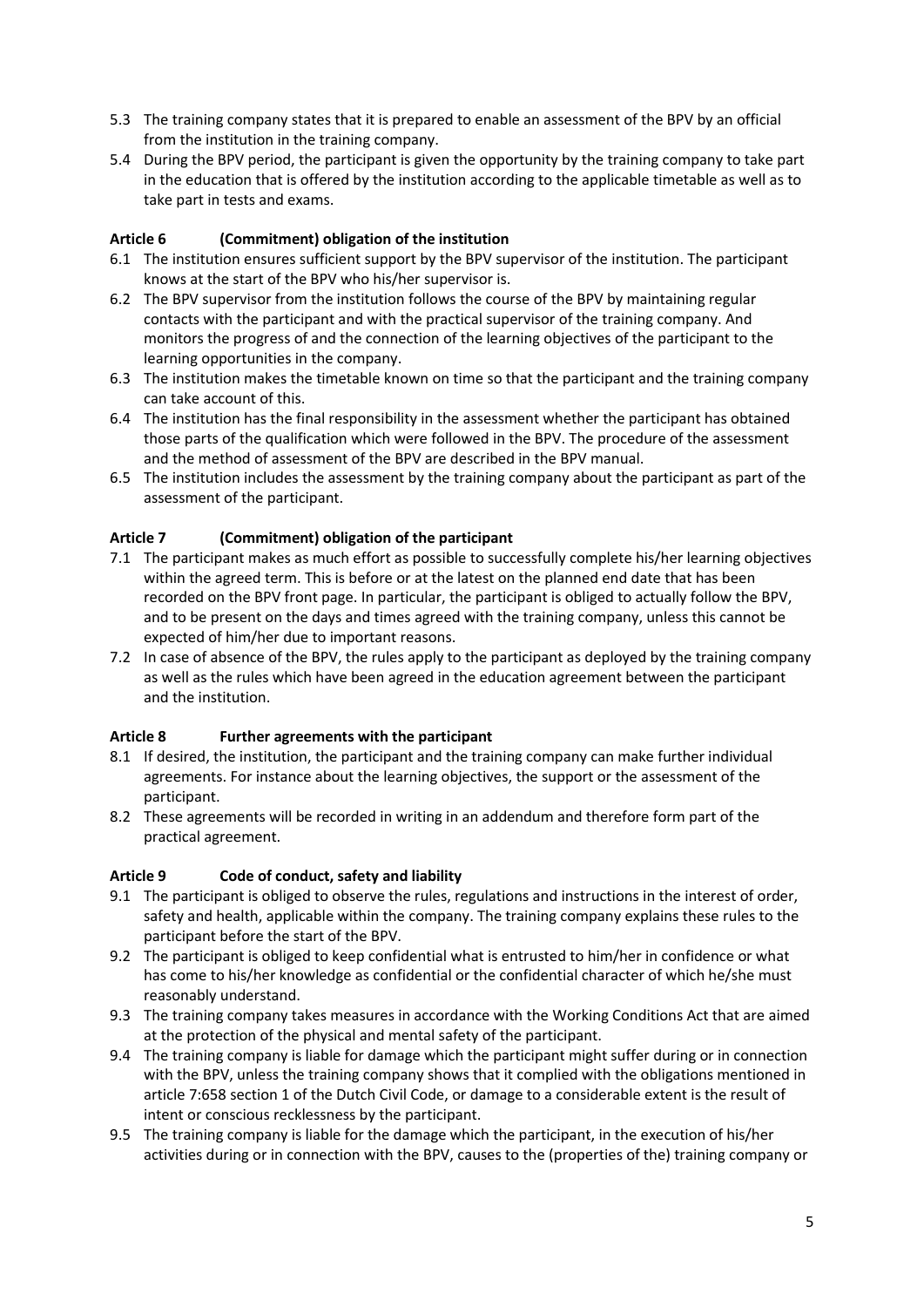5.3 The training company states that it is prepared to enable an assessment of the BPV by an official from the institution in the training company.

5.4 During the BPV period, the participant is given the opportunity by the training company to take part in the education that is offered by the institution according to the applicable timetable as well as to take part in tests and exams.

### Article 6 (Commitment) obligation of the institution

6.1 The institution ensures sufficient support by the BPV supervisor of the institution. The participant knows at the start of the BPV who his/her supervisor is.

6.2 The BPV supervisor from the institution follows the course of the BPV by maintaining regular contacts with the participant and with the practical supervisor of the training company. And monitors the progress of and the connection of the learning objectives of the participant to the learning opportunities in the company.

6.3 The institution makes the timetable known on time so that the participant and the training company can take account of this.

6.4 The institution has the final responsibility in the assessment whether the participant has obtained those parts of the qualification which were followed in the BPV. The procedure of the assessment and the method of assessment of the BPV are described in the BPV manual.

6.5 The institution includes the assessment by the training company about the participant as part of the assessment of the participant.

### Article 7 (Commitment) obligation of the participant

7.1 The participant makes as much effort as possible to successfully complete his/her learning objectives within the agreed term. This is before or at the latest on the planned end date that has been recorded on the BPV front page. In particular, the participant is obliged to actually follow the BPV, and to be present on the days and times agreed with the training company, unless this cannot be expected of him/her due to important reasons.

7.2 In case of absence of the BPV, the rules apply to the participant as deployed by the training company as well as the rules which have been agreed in the education agreement between the participant and the institution.

### Article 8 Further agreements with the participant

8.1 If desired, the institution, the participant and the training company can make further individual agreements. For instance about the learning objectives, the support or the assessment of the participant.

8.2 These agreements will be recorded in writing in an addendum and therefore form part of the practical agreement.

### Article 9 Code of conduct, safety and liability

9.1 The participant is obliged to observe the rules, regulations and instructions in the interest of order, safety and health, applicable within the company. The training company explains these rules to the participant before the start of the BPV.

9.2 The participant is obliged to keep confidential what is entrusted to him/her in confidence or what has come to his/her knowledge as confidential or the confidential character of which he/she must reasonably understand.

9.3 The training company takes measures in accordance with the Working Conditions Act that are aimed at the protection of the physical and mental safety of the participant.

9.4 The training company is liable for damage which the participant might suffer during or in connection with the BPV, unless the training company shows that it complied with the obligations mentioned in article 7:658 section 1 of the Dutch Civil Code, or damage to a considerable extent is the result of intent or conscious recklessness by the participant.

9.5 The training company is liable for the damage which the participant, in the execution of his/her activities during or in connection with the BPV, causes to the (properties of the) training company or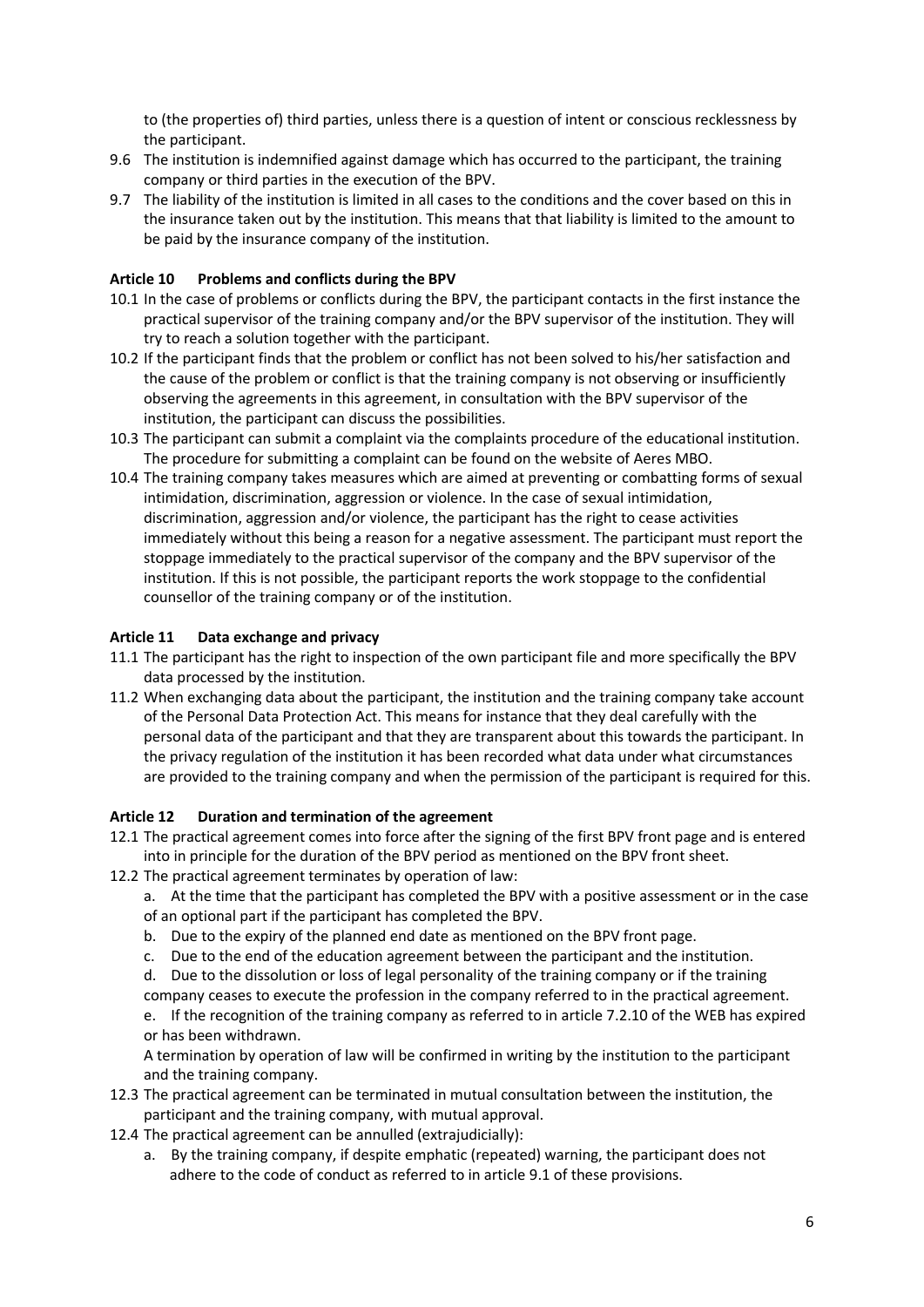to (the properties of) third parties, unless there is a question of intent or conscious recklessness by the participant.

9.6 The institution is indemnified against damage which has occurred to the participant, the training company or third parties in the execution of the BPV.

9.7 The liability of the institution is limited in all cases to the conditions and the cover based on this in the insurance taken out by the institution. This means that that liability is limited to the amount to be paid by the insurance company of the institution.

**Article 10 Problems and conflicts during the BPV**

10.1 In the case of problems or conflicts during the BPV, the participant contacts in the first instance the practical supervisor of the training company and/or the BPV supervisor of the institution. They will try to reach a solution together with the participant.

10.2 If the participant finds that the problem or conflict has not been solved to his/her satisfaction and the cause of the problem or conflict is that the training company is not observing or insufficiently observing the agreements in this agreement, in consultation with the BPV supervisor of the institution, the participant can discuss the possibilities.

10.3 The participant can submit a complaint via the complaints procedure of the educational institution. The procedure for submitting a complaint can be found on the website of Aeres MBO.

10.4 The training company takes measures which are aimed at preventing or combatting forms of sexual intimidation, discrimination, aggression or violence. In the case of sexual intimidation, discrimination, aggression and/or violence, the participant has the right to cease activities immediately without this being a reason for a negative assessment. The participant must report the stoppage immediately to the practical supervisor of the company and the BPV supervisor of the institution. If this is not possible, the participant reports the work stoppage to the confidential counsellor of the training company or of the institution.

**Article 11 Data exchange and privacy**

11.1 The participant has the right to inspection of the own participant file and more specifically the BPV data processed by the institution.

11.2 When exchanging data about the participant, the institution and the training company take account of the Personal Data Protection Act. This means for instance that they deal carefully with the personal data of the participant and that they are transparent about this towards the participant. In the privacy regulation of the institution it has been recorded what data under what circumstances are provided to the training company and when the permission of the participant is required for this.

**Article 12 Duration and termination of the agreement**

12.1 The practical agreement comes into force after the signing of the first BPV front page and is entered into in principle for the duration of the BPV period as mentioned on the BPV front sheet.

12.2 The practical agreement terminates by operation of law:

a. At the time that the participant has completed the BPV with a positive assessment or in the case of an optional part if the participant has completed the BPV.

b. Due to the expiry of the planned end date as mentioned on the BPV front page.

c. Due to the end of the education agreement between the participant and the institution.

d. Due to the dissolution or loss of legal personality of the training company or if the training company ceases to execute the profession in the company referred to in the practical agreement.

e. If the recognition of the training company as referred to in article 7.2.10 of the WEB has expired or has been withdrawn.

A termination by operation of law will be confirmed in writing by the institution to the participant and the training company.

12.3 The practical agreement can be terminated in mutual consultation between the institution, the participant and the training company, with mutual approval.

12.4 The practical agreement can be annulled (extrajudicially):

a. By the training company, if despite emphatic (repeated) warning, the participant does not adhere to the code of conduct as referred to in article 9.1 of these provisions.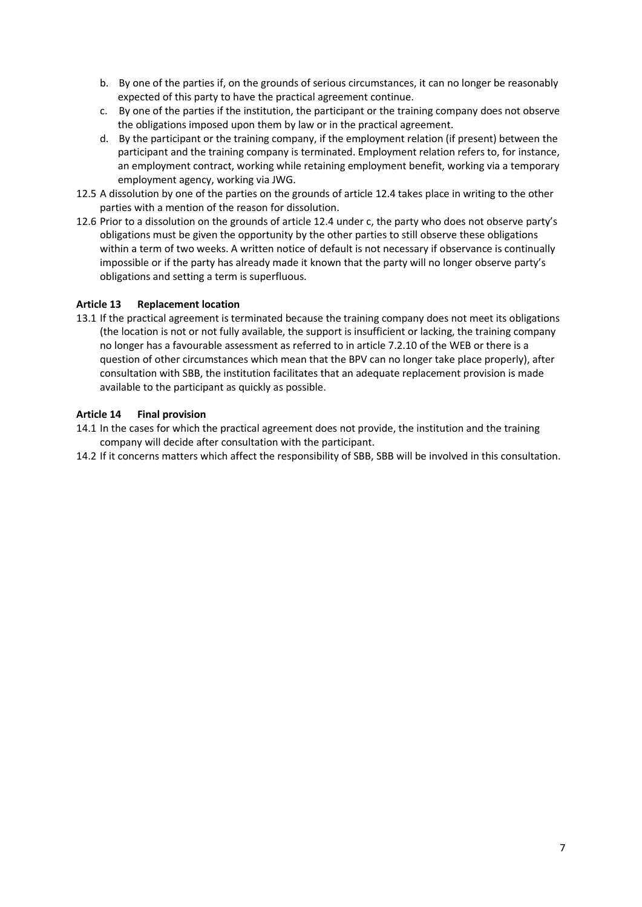b. By one of the parties if, on the grounds of serious circumstances, it can no longer be reasonably expected of this party to have the practical agreement continue.
c. By one of the parties if the institution, the participant or the training company does not observe the obligations imposed upon them by law or in the practical agreement.
d. By the participant or the training company, if the employment relation (if present) between the participant and the training company is terminated. Employment relation refers to, for instance, an employment contract, working while retaining employment benefit, working via a temporary employment agency, working via JWG.

12.5 A dissolution by one of the parties on the grounds of article 12.4 takes place in writing to the other parties with a mention of the reason for dissolution.

12.6 Prior to a dissolution on the grounds of article 12.4 under c, the party who does not observe party's obligations must be given the opportunity by the other parties to still observe these obligations within a term of two weeks. A written notice of default is not necessary if observance is continually impossible or if the party has already made it known that the party will no longer observe party's obligations and setting a term is superfluous.

### Article 13 Replacement location

13.1 If the practical agreement is terminated because the training company does not meet its obligations (the location is not or not fully available, the support is insufficient or lacking, the training company no longer has a favourable assessment as referred to in article 7.2.10 of the WEB or there is a question of other circumstances which mean that the BPV can no longer take place properly), after consultation with SBB, the institution facilitates that an adequate replacement provision is made available to the participant as quickly as possible.

### Article 14 Final provision

14.1 In the cases for which the practical agreement does not provide, the institution and the training company will decide after consultation with the participant.

14.2 If it concerns matters which affect the responsibility of SBB, SBB will be involved in this consultation.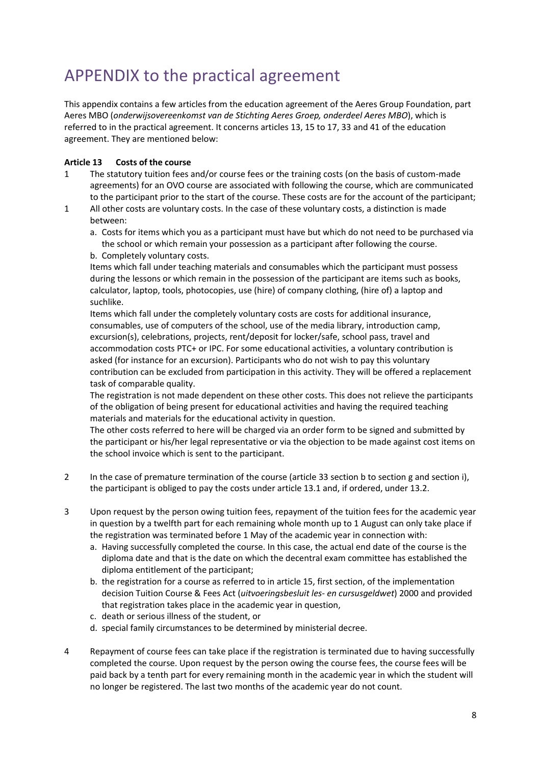# APPENDIX to the practical agreement

This appendix contains a few articles from the education agreement of the Aeres Group Foundation, part Aeres MBO (*onderwijsovereenkomst van de Stichting Aeres Groep, onderdeel Aeres MBO*), which is referred to in the practical agreement. It concerns articles 13, 15 to 17, 33 and 41 of the education agreement. They are mentioned below:

**Article 13 Costs of the course**

1 The statutory tuition fees and/or course fees or the training costs (on the basis of custom-made agreements) for an OVO course are associated with following the course, which are communicated to the participant prior to the start of the course. These costs are for the account of the participant;

1 All other costs are voluntary costs. In the case of these voluntary costs, a distinction is made between:

a. Costs for items which you as a participant must have but which do not need to be purchased via the school or which remain your possession as a participant after following the course.

b. Completely voluntary costs.

Items which fall under teaching materials and consumables which the participant must possess during the lessons or which remain in the possession of the participant are items such as books, calculator, laptop, tools, photocopies, use (hire) of company clothing, (hire of) a laptop and suchlike.

Items which fall under the completely voluntary costs are costs for additional insurance, consumables, use of computers of the school, use of the media library, introduction camp, excursion(s), celebrations, projects, rent/deposit for locker/safe, school pass, travel and accommodation costs PTC+ or IPC. For some educational activities, a voluntary contribution is asked (for instance for an excursion). Participants who do not wish to pay this voluntary contribution can be excluded from participation in this activity. They will be offered a replacement task of comparable quality.

The registration is not made dependent on these other costs. This does not relieve the participants of the obligation of being present for educational activities and having the required teaching materials and materials for the educational activity in question.

The other costs referred to here will be charged via an order form to be signed and submitted by the participant or his/her legal representative or via the objection to be made against cost items on the school invoice which is sent to the participant.

2 In the case of premature termination of the course (article 33 section b to section g and section i), the participant is obliged to pay the costs under article 13.1 and, if ordered, under 13.2.

3 Upon request by the person owing tuition fees, repayment of the tuition fees for the academic year in question by a twelfth part for each remaining whole month up to 1 August can only take place if the registration was terminated before 1 May of the academic year in connection with:

a. Having successfully completed the course. In this case, the actual end date of the course is the diploma date and that is the date on which the decentral exam committee has established the diploma entitlement of the participant;

b. the registration for a course as referred to in article 15, first section, of the implementation decision Tuition Course & Fees Act (*uitvoeringsbesluit les- en cursusgeldwet*) 2000 and provided that registration takes place in the academic year in question,

c. death or serious illness of the student, or

d. special family circumstances to be determined by ministerial decree.

4 Repayment of course fees can take place if the registration is terminated due to having successfully completed the course. Upon request by the person owing the course fees, the course fees will be paid back by a tenth part for every remaining month in the academic year in which the student will no longer be registered. The last two months of the academic year do not count.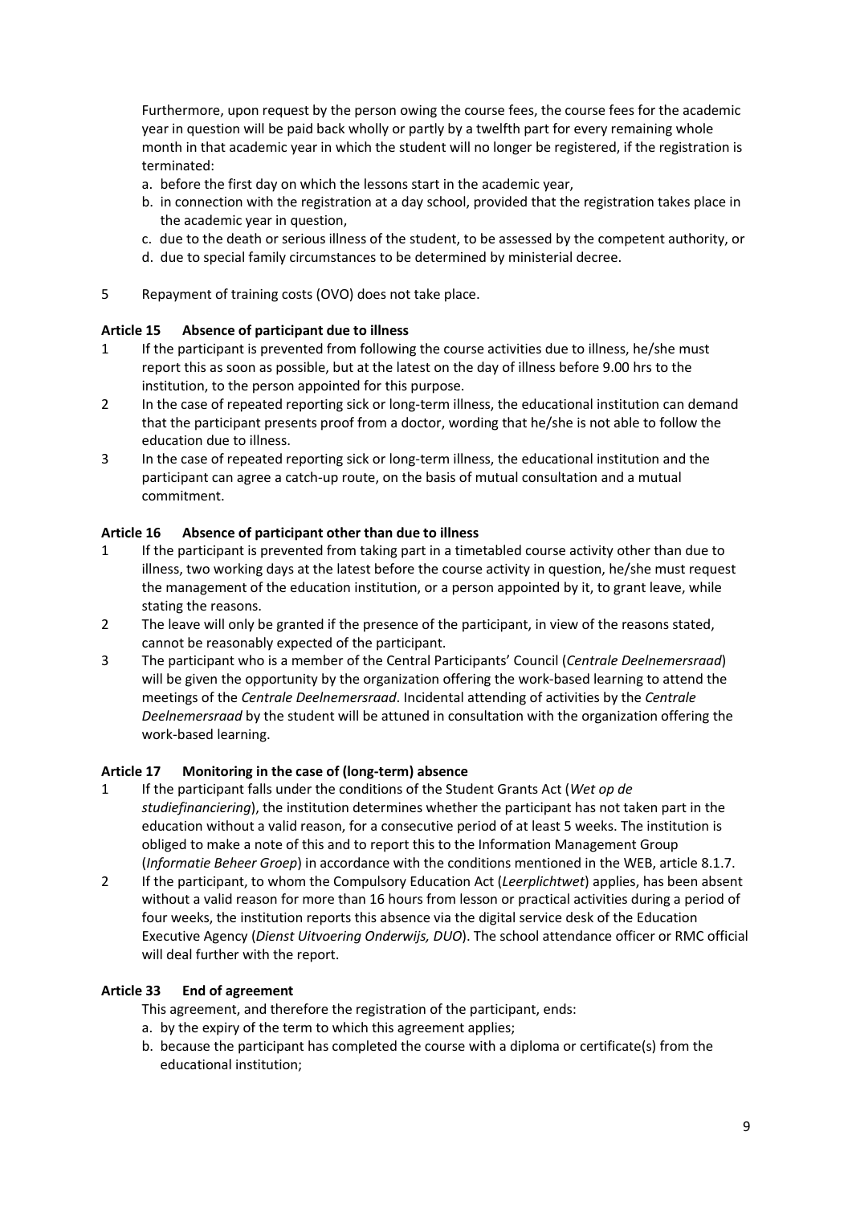Furthermore, upon request by the person owing the course fees, the course fees for the academic year in question will be paid back wholly or partly by a twelfth part for every remaining whole month in that academic year in which the student will no longer be registered, if the registration is terminated:

a. before the first day on which the lessons start in the academic year,
b. in connection with the registration at a day school, provided that the registration takes place in the academic year in question,
c. due to the death or serious illness of the student, to be assessed by the competent authority, or
d. due to special family circumstances to be determined by ministerial decree.

5 Repayment of training costs (OVO) does not take place.

### Article 15 Absence of participant due to illness

1 If the participant is prevented from following the course activities due to illness, he/she must report this as soon as possible, but at the latest on the day of illness before 9.00 hrs to the institution, to the person appointed for this purpose.

2 In the case of repeated reporting sick or long-term illness, the educational institution can demand that the participant presents proof from a doctor, wording that he/she is not able to follow the education due to illness.

3 In the case of repeated reporting sick or long-term illness, the educational institution and the participant can agree a catch-up route, on the basis of mutual consultation and a mutual commitment.

### Article 16 Absence of participant other than due to illness

1 If the participant is prevented from taking part in a timetabled course activity other than due to illness, two working days at the latest before the course activity in question, he/she must request the management of the education institution, or a person appointed by it, to grant leave, while stating the reasons.

2 The leave will only be granted if the presence of the participant, in view of the reasons stated, cannot be reasonably expected of the participant.

3 The participant who is a member of the Central Participants' Council (*Centrale Deelnemersraad*) will be given the opportunity by the organization offering the work-based learning to attend the meetings of the *Centrale Deelnemersraad*. Incidental attending of activities by the *Centrale Deelnemersraad* by the student will be attuned in consultation with the organization offering the work-based learning.

### Article 17 Monitoring in the case of (long-term) absence

1 If the participant falls under the conditions of the Student Grants Act (*Wet op de studiefinanciering*), the institution determines whether the participant has not taken part in the education without a valid reason, for a consecutive period of at least 5 weeks. The institution is obliged to make a note of this and to report this to the Information Management Group (*Informatie Beheer Groep*) in accordance with the conditions mentioned in the WEB, article 8.1.7.

2 If the participant, to whom the Compulsory Education Act (*Leerplichtwet*) applies, has been absent without a valid reason for more than 16 hours from lesson or practical activities during a period of four weeks, the institution reports this absence via the digital service desk of the Education Executive Agency (*Dienst Uitvoering Onderwijs, DUO*). The school attendance officer or RMC official will deal further with the report.

### Article 33 End of agreement

This agreement, and therefore the registration of the participant, ends:

a. by the expiry of the term to which this agreement applies;
b. because the participant has completed the course with a diploma or certificate(s) from the educational institution;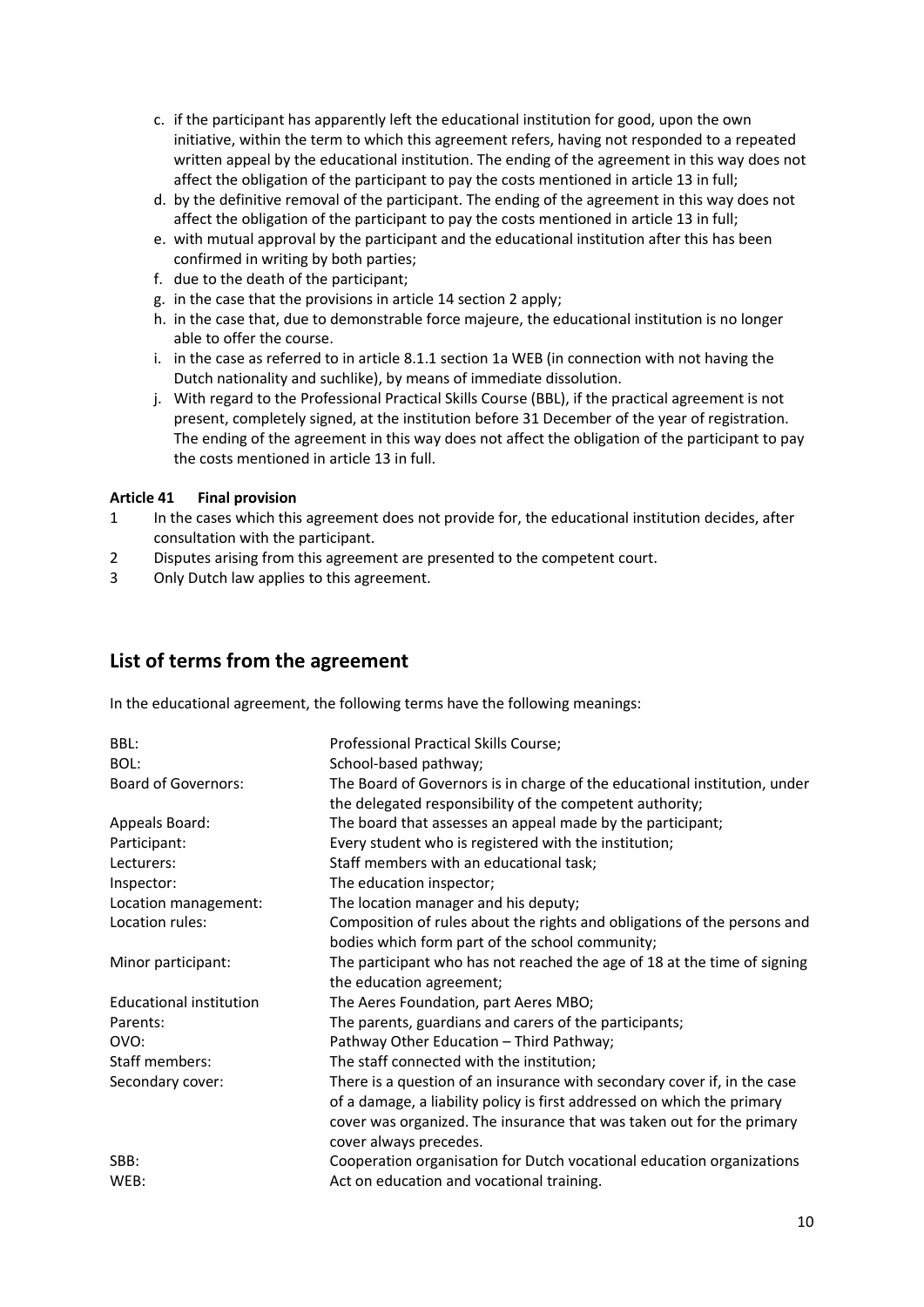c. if the participant has apparently left the educational institution for good, upon the own initiative, within the term to which this agreement refers, having not responded to a repeated written appeal by the educational institution. The ending of the agreement in this way does not affect the obligation of the participant to pay the costs mentioned in article 13 in full;
d. by the definitive removal of the participant. The ending of the agreement in this way does not affect the obligation of the participant to pay the costs mentioned in article 13 in full;
e. with mutual approval by the participant and the educational institution after this has been confirmed in writing by both parties;
f. due to the death of the participant;
g. in the case that the provisions in article 14 section 2 apply;
h. in the case that, due to demonstrable force majeure, the educational institution is no longer able to offer the course.
i. in the case as referred to in article 8.1.1 section 1a WEB (in connection with not having the Dutch nationality and suchlike), by means of immediate dissolution.
j. With regard to the Professional Practical Skills Course (BBL), if the practical agreement is not present, completely signed, at the institution before 31 December of the year of registration. The ending of the agreement in this way does not affect the obligation of the participant to pay the costs mentioned in article 13 in full.

**Article 41 Final provision**

1. In the cases which this agreement does not provide for, the educational institution decides, after consultation with the participant.
2. Disputes arising from this agreement are presented to the competent court.
3. Only Dutch law applies to this agreement.

## List of terms from the agreement

In the educational agreement, the following terms have the following meanings:

| Term | Meaning |
|---|---|
| BBL: | Professional Practical Skills Course; |
| BOL: | School-based pathway; |
| Board of Governors: | The Board of Governors is in charge of the educational institution, under the delegated responsibility of the competent authority; |
| Appeals Board: | The board that assesses an appeal made by the participant; |
| Participant: | Every student who is registered with the institution; |
| Lecturers: | Staff members with an educational task; |
| Inspector: | The education inspector; |
| Location management: | The location manager and his deputy; |
| Location rules: | Composition of rules about the rights and obligations of the persons and bodies which form part of the school community; |
| Minor participant: | The participant who has not reached the age of 18 at the time of signing the education agreement; |
| Educational institution | The Aeres Foundation, part Aeres MBO; |
| Parents: | The parents, guardians and carers of the participants; |
| OVO: | Pathway Other Education – Third Pathway; |
| Staff members: | The staff connected with the institution; |
| Secondary cover: | There is a question of an insurance with secondary cover if, in the case of a damage, a liability policy is first addressed on which the primary cover was organized. The insurance that was taken out for the primary cover always precedes. |
| SBB: | Cooperation organisation for Dutch vocational education organizations |
| WEB: | Act on education and vocational training. |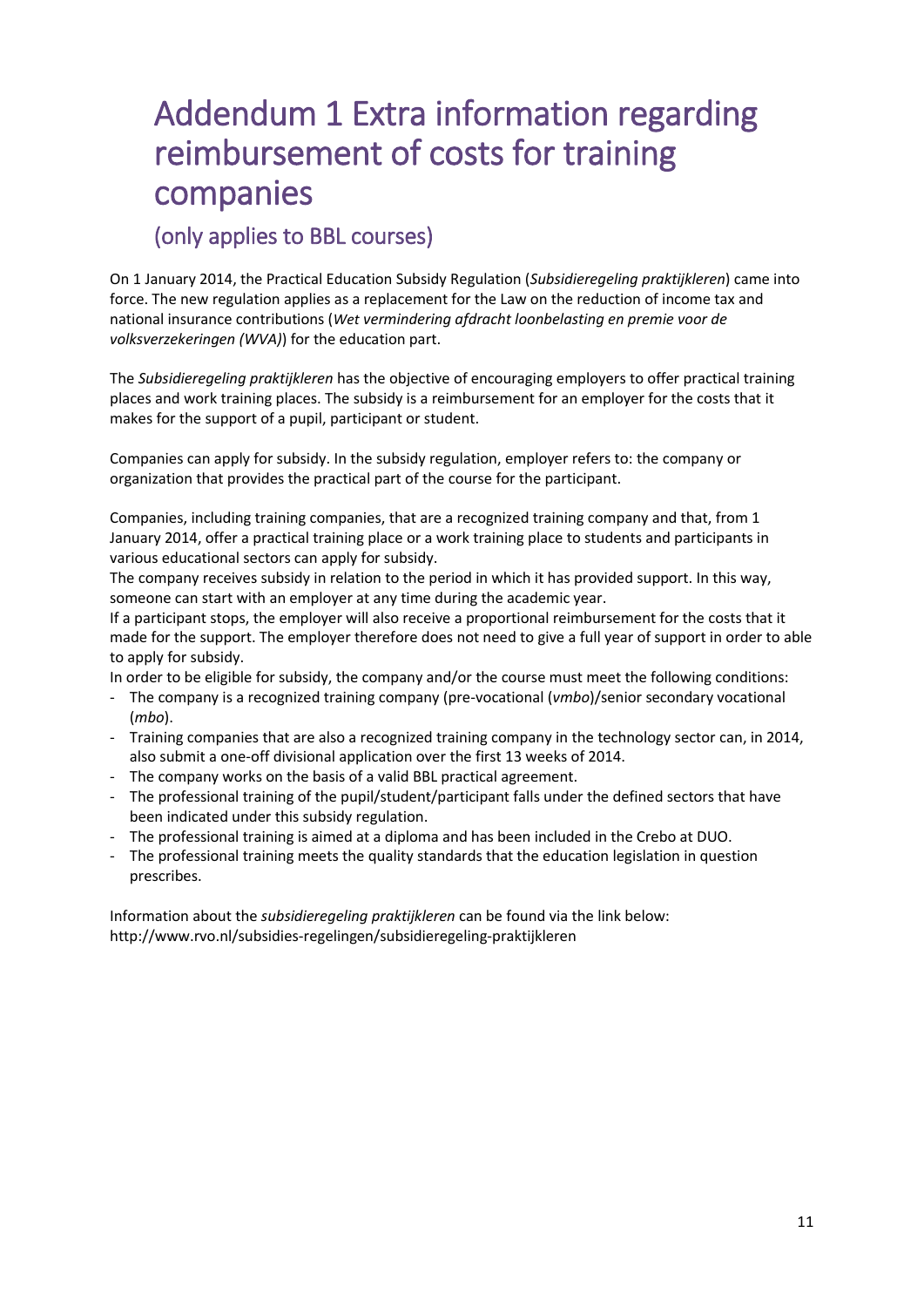# Addendum 1 Extra information regarding reimbursement of costs for training companies

## (only applies to BBL courses)

On 1 January 2014, the Practical Education Subsidy Regulation (*Subsidieregeling praktijkleren*) came into force. The new regulation applies as a replacement for the Law on the reduction of income tax and national insurance contributions (*Wet vermindering afdracht loonbelasting en premie voor de volksverzekeringen (WVA)*) for the education part.

The *Subsidieregeling praktijkleren* has the objective of encouraging employers to offer practical training places and work training places. The subsidy is a reimbursement for an employer for the costs that it makes for the support of a pupil, participant or student.

Companies can apply for subsidy. In the subsidy regulation, employer refers to: the company or organization that provides the practical part of the course for the participant.

Companies, including training companies, that are a recognized training company and that, from 1 January 2014, offer a practical training place or a work training place to students and participants in various educational sectors can apply for subsidy.
The company receives subsidy in relation to the period in which it has provided support. In this way, someone can start with an employer at any time during the academic year.
If a participant stops, the employer will also receive a proportional reimbursement for the costs that it made for the support. The employer therefore does not need to give a full year of support in order to able to apply for subsidy.
In order to be eligible for subsidy, the company and/or the course must meet the following conditions:

- The company is a recognized training company (pre-vocational (*vmbo*)/senior secondary vocational (*mbo*).
- Training companies that are also a recognized training company in the technology sector can, in 2014, also submit a one-off divisional application over the first 13 weeks of 2014.
- The company works on the basis of a valid BBL practical agreement.
- The professional training of the pupil/student/participant falls under the defined sectors that have been indicated under this subsidy regulation.
- The professional training is aimed at a diploma and has been included in the Crebo at DUO.
- The professional training meets the quality standards that the education legislation in question prescribes.

Information about the *subsidieregeling praktijkleren* can be found via the link below:
http://www.rvo.nl/subsidies-regelingen/subsidieregeling-praktijkleren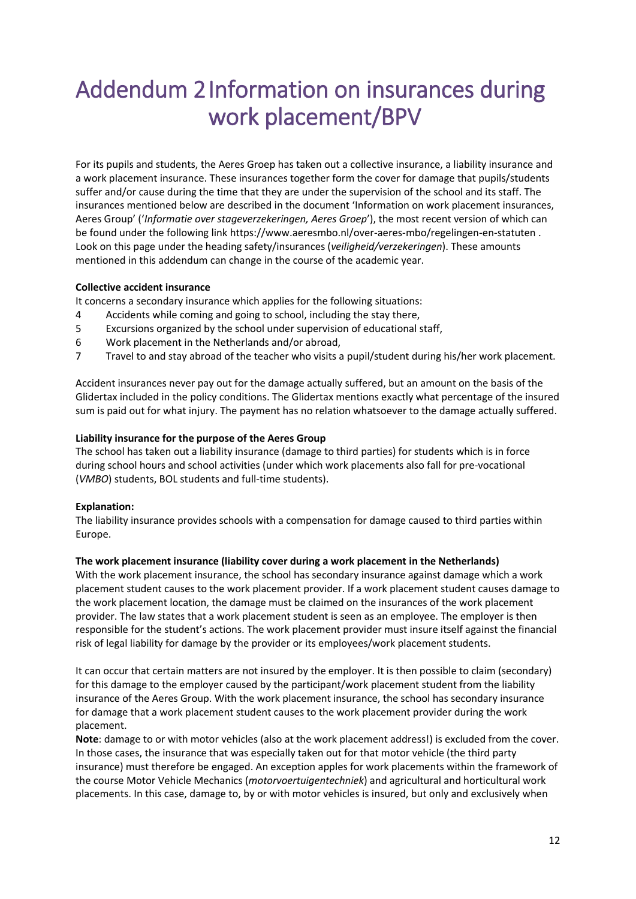# Addendum 2 Information on insurances during work placement/BPV

For its pupils and students, the Aeres Groep has taken out a collective insurance, a liability insurance and a work placement insurance. These insurances together form the cover for damage that pupils/students suffer and/or cause during the time that they are under the supervision of the school and its staff. The insurances mentioned below are described in the document 'Information on work placement insurances, Aeres Group' ('*Informatie over stageverzekeringen, Aeres Groep*'), the most recent version of which can be found under the following link https://www.aeresmbo.nl/over-aeres-mbo/regelingen-en-statuten . Look on this page under the heading safety/insurances (*veiligheid/verzekeringen*). These amounts mentioned in this addendum can change in the course of the academic year.

**Collective accident insurance**

It concerns a secondary insurance which applies for the following situations:

4. Accidents while coming and going to school, including the stay there,
5. Excursions organized by the school under supervision of educational staff,
6. Work placement in the Netherlands and/or abroad,
7. Travel to and stay abroad of the teacher who visits a pupil/student during his/her work placement.

Accident insurances never pay out for the damage actually suffered, but an amount on the basis of the Glidertax included in the policy conditions. The Glidertax mentions exactly what percentage of the insured sum is paid out for what injury. The payment has no relation whatsoever to the damage actually suffered.

**Liability insurance for the purpose of the Aeres Group**

The school has taken out a liability insurance (damage to third parties) for students which is in force during school hours and school activities (under which work placements also fall for pre-vocational (*VMBO*) students, BOL students and full-time students).

**Explanation:**

The liability insurance provides schools with a compensation for damage caused to third parties within Europe.

**The work placement insurance (liability cover during a work placement in the Netherlands)**

With the work placement insurance, the school has secondary insurance against damage which a work placement student causes to the work placement provider. If a work placement student causes damage to the work placement location, the damage must be claimed on the insurances of the work placement provider. The law states that a work placement student is seen as an employee. The employer is then responsible for the student's actions. The work placement provider must insure itself against the financial risk of legal liability for damage by the provider or its employees/work placement students.

It can occur that certain matters are not insured by the employer. It is then possible to claim (secondary) for this damage to the employer caused by the participant/work placement student from the liability insurance of the Aeres Group. With the work placement insurance, the school has secondary insurance for damage that a work placement student causes to the work placement provider during the work placement.

**Note**: damage to or with motor vehicles (also at the work placement address!) is excluded from the cover. In those cases, the insurance that was especially taken out for that motor vehicle (the third party insurance) must therefore be engaged. An exception apples for work placements within the framework of the course Motor Vehicle Mechanics (*motorvoertuigentechniek*) and agricultural and horticultural work placements. In this case, damage to, by or with motor vehicles is insured, but only and exclusively when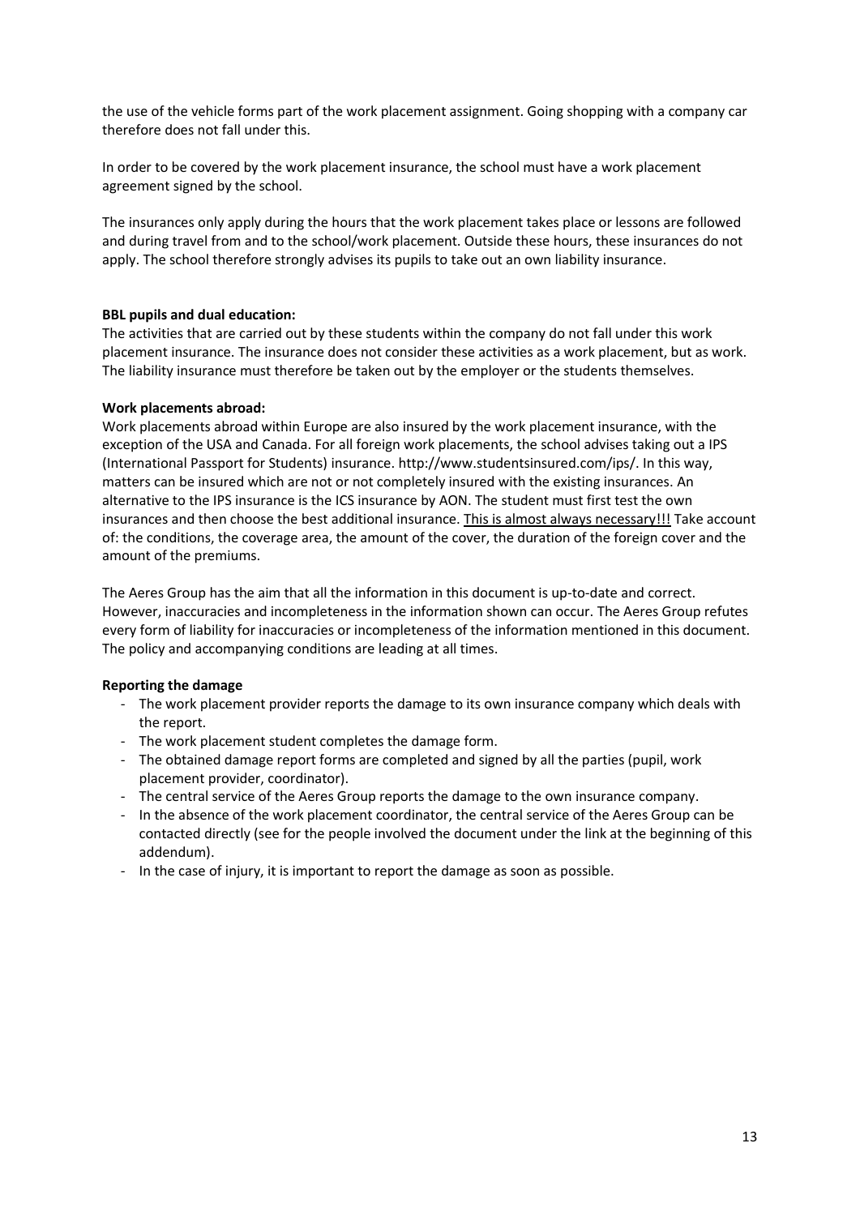the use of the vehicle forms part of the work placement assignment. Going shopping with a company car therefore does not fall under this.

In order to be covered by the work placement insurance, the school must have a work placement agreement signed by the school.

The insurances only apply during the hours that the work placement takes place or lessons are followed and during travel from and to the school/work placement. Outside these hours, these insurances do not apply. The school therefore strongly advises its pupils to take out an own liability insurance.

**BBL pupils and dual education:**
The activities that are carried out by these students within the company do not fall under this work placement insurance. The insurance does not consider these activities as a work placement, but as work. The liability insurance must therefore be taken out by the employer or the students themselves.

**Work placements abroad:**
Work placements abroad within Europe are also insured by the work placement insurance, with the exception of the USA and Canada. For all foreign work placements, the school advises taking out a IPS (International Passport for Students) insurance. http://www.studentsinsured.com/ips/. In this way, matters can be insured which are not or not completely insured with the existing insurances. An alternative to the IPS insurance is the ICS insurance by AON. The student must first test the own insurances and then choose the best additional insurance. <u>This is almost always necessary!!!</u> Take account of: the conditions, the coverage area, the amount of the cover, the duration of the foreign cover and the amount of the premiums.

The Aeres Group has the aim that all the information in this document is up-to-date and correct. However, inaccuracies and incompleteness in the information shown can occur. The Aeres Group refutes every form of liability for inaccuracies or incompleteness of the information mentioned in this document. The policy and accompanying conditions are leading at all times.

**Reporting the damage**

- The work placement provider reports the damage to its own insurance company which deals with the report.
- The work placement student completes the damage form.
- The obtained damage report forms are completed and signed by all the parties (pupil, work placement provider, coordinator).
- The central service of the Aeres Group reports the damage to the own insurance company.
- In the absence of the work placement coordinator, the central service of the Aeres Group can be contacted directly (see for the people involved the document under the link at the beginning of this addendum).
- In the case of injury, it is important to report the damage as soon as possible.